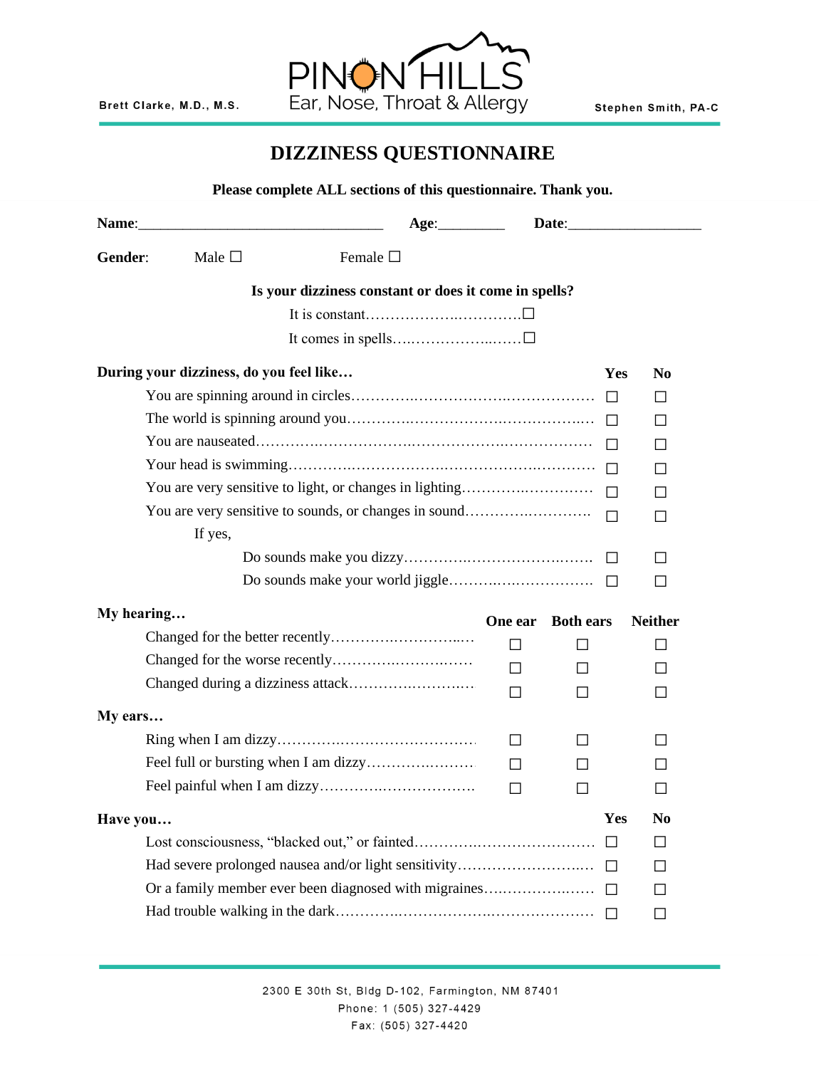Brett Clarke, M.D., M.S.

PINON HILLS
Ear, Nose, Throat & Allergy

Stephen Smith, PA-C

# DIZZINESS QUESTIONNAIRE

**Please complete ALL sections of this questionnaire. Thank you.**

**Name**:________________________________ **Age**:_________ **Date**:_________________

**Gender**: Male ☐ Female ☐

**Is your dizziness constant or does it come in spells?**

It is constant……………………..…………☐

It comes in spells…..……………..……☐

| **During your dizziness, do you feel like…** | **Yes** | **No** |
|---|---|---|
| You are spinning around in circles…………………………………………… | ☐ | ☐ |
| The world is spinning around you……………………………………………. | ☐ | ☐ |
| You are nauseated……………………………………………………………… | ☐ | ☐ |
| Your head is swimming………………………………………………………… | ☐ | ☐ |
| You are very sensitive to light, or changes in lighting……………………… | ☐ | ☐ |
| You are very sensitive to sounds, or changes in sound……………………. | ☐ | ☐ |
| If yes, | | |
| Do sounds make you dizzy………………………………………… | ☐ | ☐ |
| Do sounds make your world jiggle……………………………… | ☐ | ☐ |

| **My hearing…** | **One ear** | **Both ears** | **Neither** |
|---|---|---|---|
| Changed for the better recently……………………………. | ☐ | ☐ | ☐ |
| Changed for the worse recently……………………………. | ☐ | ☐ | ☐ |
| Changed during a dizziness attack…………………………. | ☐ | ☐ | ☐ |
| **My ears…** | | | |
| Ring when I am dizzy………………………………………… | ☐ | ☐ | ☐ |
| Feel full or bursting when I am dizzy……………………… | ☐ | ☐ | ☐ |
| Feel painful when I am dizzy……………………………… | ☐ | ☐ | ☐ |

| **Have you…** | **Yes** | **No** |
|---|---|---|
| Lost consciousness, "blacked out," or fainted………………………………… | ☐ | ☐ |
| Had severe prolonged nausea and/or light sensitivity………………………… | ☐ | ☐ |
| Or a family member ever been diagnosed with migraines…………………… | ☐ | ☐ |
| Had trouble walking in the dark………………………………………………… | ☐ | ☐ |

2300 E 30th St, Bldg D-102, Farmington, NM 87401
Phone: 1 (505) 327-4429
Fax: (505) 327-4420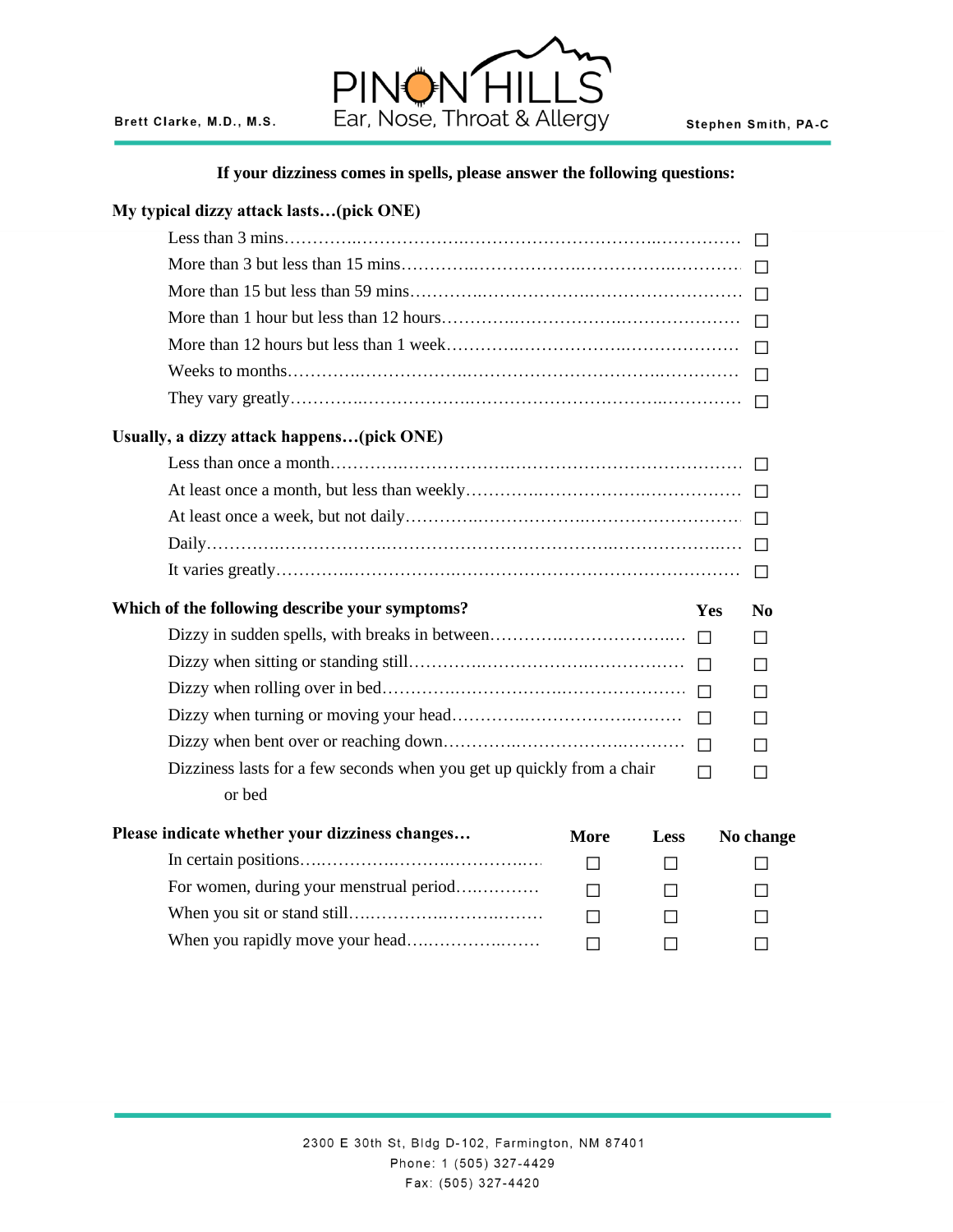If your dizziness comes in spells, please answer the following questions:

**My typical dizzy attack lasts…(pick ONE)**

- Less than 3 mins……… ☐
- More than 3 but less than 15 mins……… ☐
- More than 15 but less than 59 mins……… ☐
- More than 1 hour but less than 12 hours……… ☐
- More than 12 hours but less than 1 week……… ☐
- Weeks to months……… ☐
- They vary greatly……… ☐

**Usually, a dizzy attack happens…(pick ONE)**

- Less than once a month……… ☐
- At least once a month, but less than weekly……… ☐
- At least once a week, but not daily……… ☐
- Daily……… ☐
- It varies greatly……… ☐

| Which of the following describe your symptoms? | Yes | No |
|---|---|---|
| Dizzy in sudden spells, with breaks in between……… | ☐ | ☐ |
| Dizzy when sitting or standing still……… | ☐ | ☐ |
| Dizzy when rolling over in bed……… | ☐ | ☐ |
| Dizzy when turning or moving your head……… | ☐ | ☐ |
| Dizzy when bent over or reaching down……… | ☐ | ☐ |
| Dizziness lasts for a few seconds when you get up quickly from a chair or bed | ☐ | ☐ |

| Please indicate whether your dizziness changes… | More | Less | No change |
|---|---|---|---|
| In certain positions……… | ☐ | ☐ | ☐ |
| For women, during your menstrual period……… | ☐ | ☐ | ☐ |
| When you sit or stand still……… | ☐ | ☐ | ☐ |
| When you rapidly move your head……… | ☐ | ☐ | ☐ |